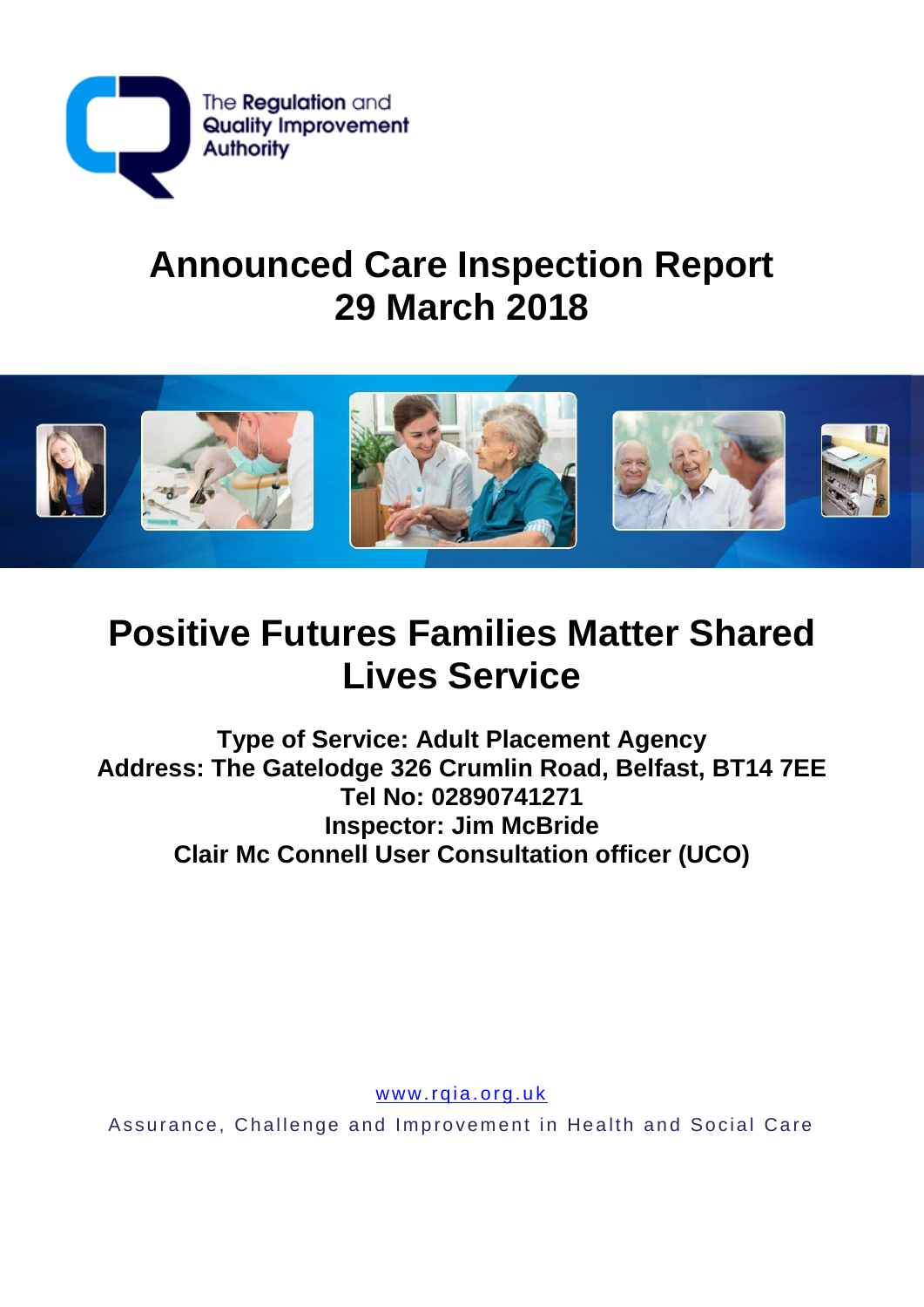The Regulation and Quality Improvement Authority

# Announced Care Inspection Report
# 29 March 2018

# Positive Futures Families Matter Shared Lives Service

**Type of Service: Adult Placement Agency**
**Address: The Gatelodge 326 Crumlin Road, Belfast, BT14 7EE**
**Tel No: 02890741271**
**Inspector: Jim McBride**
**Clair Mc Connell User Consultation officer (UCO)**

www.rqia.org.uk

Assurance, Challenge and Improvement in Health and Social Care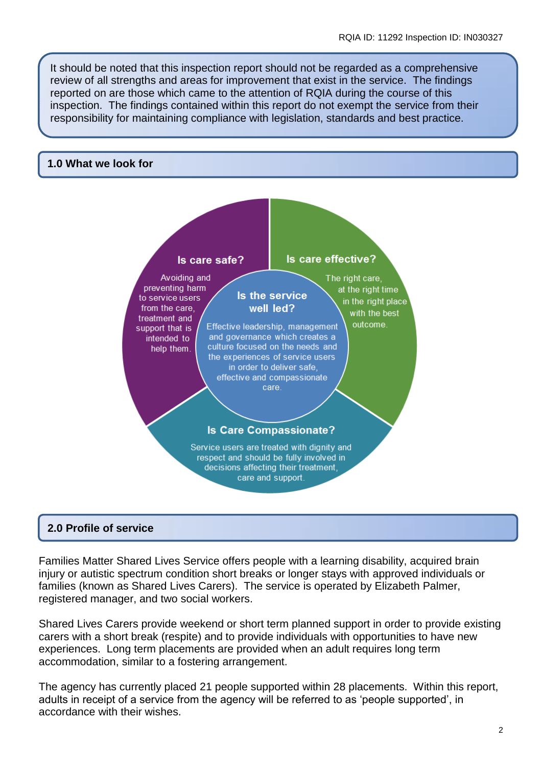It should be noted that this inspection report should not be regarded as a comprehensive review of all strengths and areas for improvement that exist in the service. The findings reported on are those which came to the attention of RQIA during the course of this inspection. The findings contained within this report do not exempt the service from their responsibility for maintaining compliance with legislation, standards and best practice.

## 1.0 What we look for

**Is care safe?**

Avoiding and preventing harm to service users from the care, treatment and support that is intended to help them.

**Is care effective?**

The right care, at the right time in the right place with the best outcome.

**Is the service well led?**

Effective leadership, management and governance which creates a culture focused on the needs and the experiences of service users in order to deliver safe, effective and compassionate care.

**Is Care Compassionate?**

Service users are treated with dignity and respect and should be fully involved in decisions affecting their treatment, care and support.

## 2.0 Profile of service

Families Matter Shared Lives Service offers people with a learning disability, acquired brain injury or autistic spectrum condition short breaks or longer stays with approved individuals or families (known as Shared Lives Carers). The service is operated by Elizabeth Palmer, registered manager, and two social workers.

Shared Lives Carers provide weekend or short term planned support in order to provide existing carers with a short break (respite) and to provide individuals with opportunities to have new experiences. Long term placements are provided when an adult requires long term accommodation, similar to a fostering arrangement.

The agency has currently placed 21 people supported within 28 placements. Within this report, adults in receipt of a service from the agency will be referred to as 'people supported', in accordance with their wishes.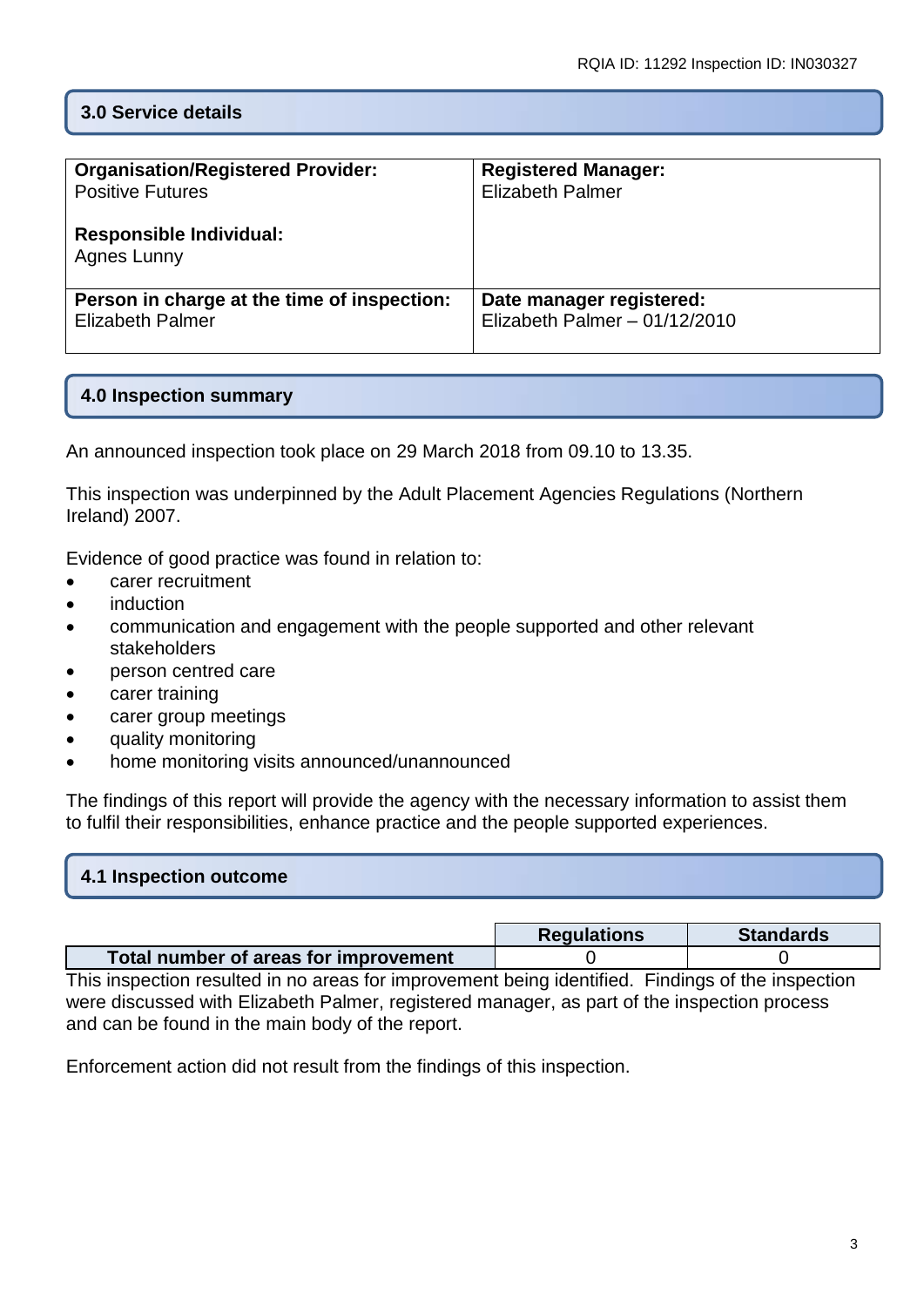## 3.0 Service details

| **Organisation/Registered Provider:** Positive Futures<br><br>**Responsible Individual:** Agnes Lunny | **Registered Manager:** Elizabeth Palmer |
|---|---|
| **Person in charge at the time of inspection:** Elizabeth Palmer | **Date manager registered:** Elizabeth Palmer – 01/12/2010 |

## 4.0 Inspection summary

An announced inspection took place on 29 March 2018 from 09.10 to 13.35.

This inspection was underpinned by the Adult Placement Agencies Regulations (Northern Ireland) 2007.

Evidence of good practice was found in relation to:

- carer recruitment
- induction
- communication and engagement with the people supported and other relevant stakeholders
- person centred care
- carer training
- carer group meetings
- quality monitoring
- home monitoring visits announced/unannounced

The findings of this report will provide the agency with the necessary information to assist them to fulfil their responsibilities, enhance practice and the people supported experiences.

## 4.1 Inspection outcome

| | Regulations | Standards |
|---|---|---|
| **Total number of areas for improvement** | 0 | 0 |

This inspection resulted in no areas for improvement being identified. Findings of the inspection were discussed with Elizabeth Palmer, registered manager, as part of the inspection process and can be found in the main body of the report.

Enforcement action did not result from the findings of this inspection.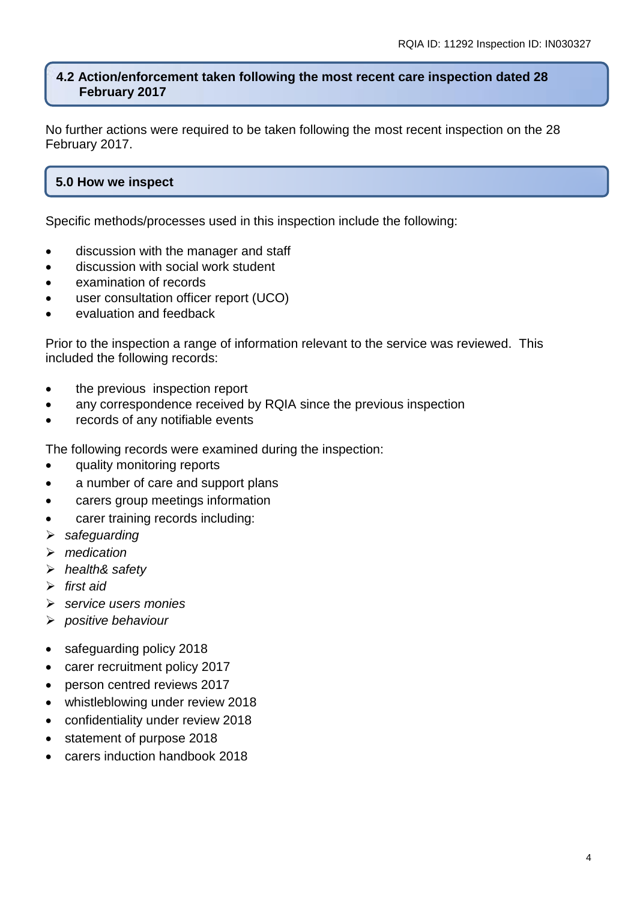## 4.2 Action/enforcement taken following the most recent care inspection dated 28 February 2017

No further actions were required to be taken following the most recent inspection on the 28 February 2017.

## 5.0 How we inspect

Specific methods/processes used in this inspection include the following:

- discussion with the manager and staff
- discussion with social work student
- examination of records
- user consultation officer report (UCO)
- evaluation and feedback

Prior to the inspection a range of information relevant to the service was reviewed. This included the following records:

- the previous inspection report
- any correspondence received by RQIA since the previous inspection
- records of any notifiable events

The following records were examined during the inspection:

- quality monitoring reports
- a number of care and support plans
- carers group meetings information
- carer training records including:
  - *safeguarding*
  - *medication*
  - *health& safety*
  - *first aid*
  - *service users monies*
  - *positive behaviour*

- safeguarding policy 2018
- carer recruitment policy 2017
- person centred reviews 2017
- whistleblowing under review 2018
- confidentiality under review 2018
- statement of purpose 2018
- carers induction handbook 2018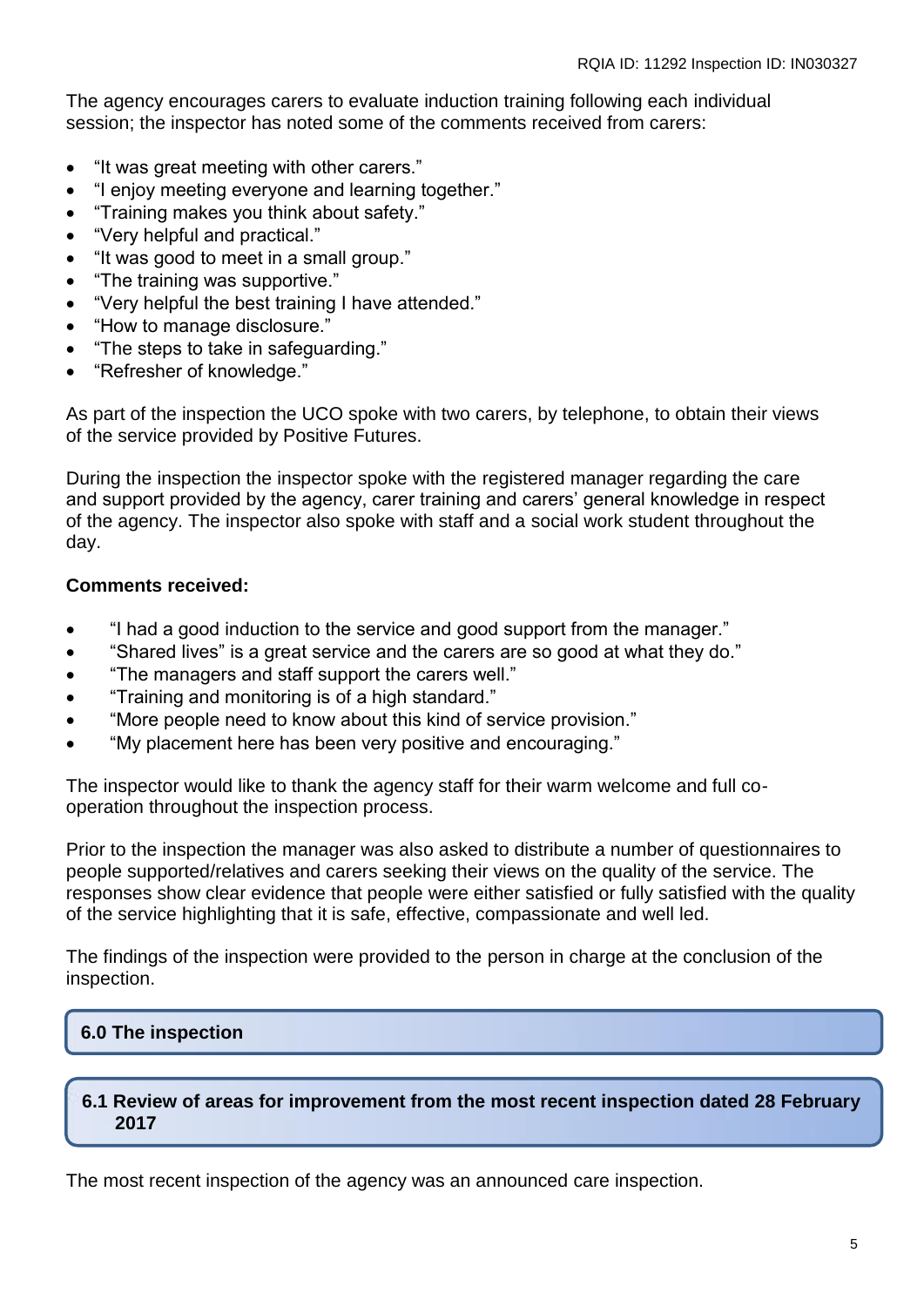The agency encourages carers to evaluate induction training following each individual session; the inspector has noted some of the comments received from carers:

- "It was great meeting with other carers."
- "I enjoy meeting everyone and learning together."
- "Training makes you think about safety."
- "Very helpful and practical."
- "It was good to meet in a small group."
- "The training was supportive."
- "Very helpful the best training I have attended."
- "How to manage disclosure."
- "The steps to take in safeguarding."
- "Refresher of knowledge."

As part of the inspection the UCO spoke with two carers, by telephone, to obtain their views of the service provided by Positive Futures.

During the inspection the inspector spoke with the registered manager regarding the care and support provided by the agency, carer training and carers' general knowledge in respect of the agency. The inspector also spoke with staff and a social work student throughout the day.

**Comments received:**

- "I had a good induction to the service and good support from the manager."
- "Shared lives" is a great service and the carers are so good at what they do."
- "The managers and staff support the carers well."
- "Training and monitoring is of a high standard."
- "More people need to know about this kind of service provision."
- "My placement here has been very positive and encouraging."

The inspector would like to thank the agency staff for their warm welcome and full co-operation throughout the inspection process.

Prior to the inspection the manager was also asked to distribute a number of questionnaires to people supported/relatives and carers seeking their views on the quality of the service. The responses show clear evidence that people were either satisfied or fully satisfied with the quality of the service highlighting that it is safe, effective, compassionate and well led.

The findings of the inspection were provided to the person in charge at the conclusion of the inspection.

## 6.0 The inspection

### 6.1 Review of areas for improvement from the most recent inspection dated 28 February 2017

The most recent inspection of the agency was an announced care inspection.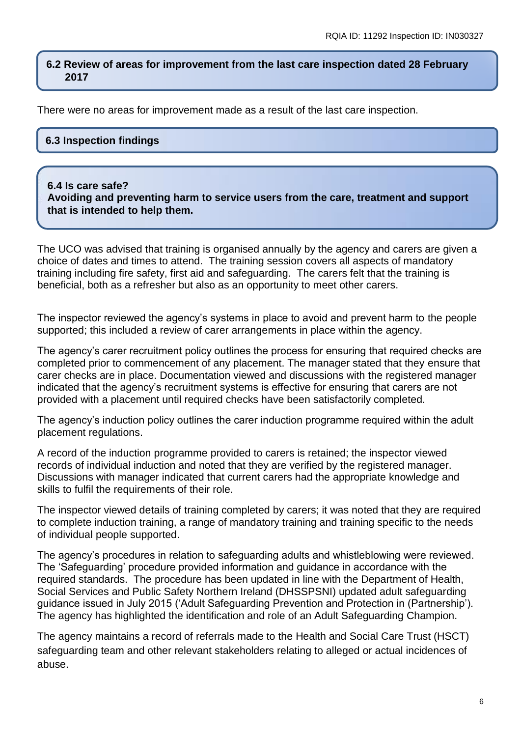## 6.2 Review of areas for improvement from the last care inspection dated 28 February 2017

There were no areas for improvement made as a result of the last care inspection.

## 6.3 Inspection findings

## 6.4 Is care safe?

**Avoiding and preventing harm to service users from the care, treatment and support that is intended to help them.**

The UCO was advised that training is organised annually by the agency and carers are given a choice of dates and times to attend. The training session covers all aspects of mandatory training including fire safety, first aid and safeguarding. The carers felt that the training is beneficial, both as a refresher but also as an opportunity to meet other carers.

The inspector reviewed the agency's systems in place to avoid and prevent harm to the people supported; this included a review of carer arrangements in place within the agency.

The agency's carer recruitment policy outlines the process for ensuring that required checks are completed prior to commencement of any placement. The manager stated that they ensure that carer checks are in place. Documentation viewed and discussions with the registered manager indicated that the agency's recruitment systems is effective for ensuring that carers are not provided with a placement until required checks have been satisfactorily completed.

The agency's induction policy outlines the carer induction programme required within the adult placement regulations.

A record of the induction programme provided to carers is retained; the inspector viewed records of individual induction and noted that they are verified by the registered manager. Discussions with manager indicated that current carers had the appropriate knowledge and skills to fulfil the requirements of their role.

The inspector viewed details of training completed by carers; it was noted that they are required to complete induction training, a range of mandatory training and training specific to the needs of individual people supported.

The agency's procedures in relation to safeguarding adults and whistleblowing were reviewed. The 'Safeguarding' procedure provided information and guidance in accordance with the required standards. The procedure has been updated in line with the Department of Health, Social Services and Public Safety Northern Ireland (DHSSPSNI) updated adult safeguarding guidance issued in July 2015 ('Adult Safeguarding Prevention and Protection in (Partnership'). The agency has highlighted the identification and role of an Adult Safeguarding Champion.

The agency maintains a record of referrals made to the Health and Social Care Trust (HSCT) safeguarding team and other relevant stakeholders relating to alleged or actual incidences of abuse.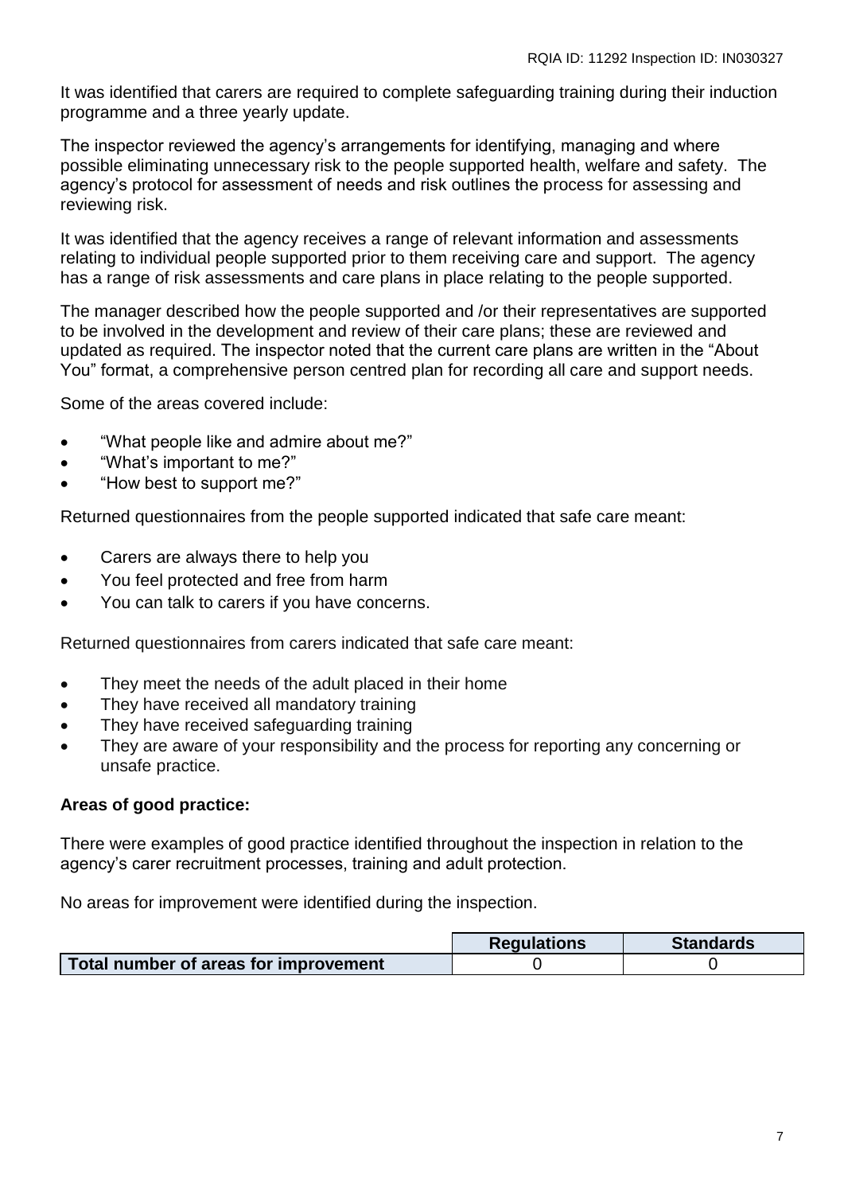It was identified that carers are required to complete safeguarding training during their induction programme and a three yearly update.

The inspector reviewed the agency's arrangements for identifying, managing and where possible eliminating unnecessary risk to the people supported health, welfare and safety. The agency's protocol for assessment of needs and risk outlines the process for assessing and reviewing risk.

It was identified that the agency receives a range of relevant information and assessments relating to individual people supported prior to them receiving care and support. The agency has a range of risk assessments and care plans in place relating to the people supported.

The manager described how the people supported and /or their representatives are supported to be involved in the development and review of their care plans; these are reviewed and updated as required. The inspector noted that the current care plans are written in the "About You" format, a comprehensive person centred plan for recording all care and support needs.

Some of the areas covered include:

- "What people like and admire about me?"
- "What's important to me?"
- "How best to support me?"

Returned questionnaires from the people supported indicated that safe care meant:

- Carers are always there to help you
- You feel protected and free from harm
- You can talk to carers if you have concerns.

Returned questionnaires from carers indicated that safe care meant:

- They meet the needs of the adult placed in their home
- They have received all mandatory training
- They have received safeguarding training
- They are aware of your responsibility and the process for reporting any concerning or unsafe practice.

**Areas of good practice:**

There were examples of good practice identified throughout the inspection in relation to the agency's carer recruitment processes, training and adult protection.

No areas for improvement were identified during the inspection.

| | Regulations | Standards |
|---|---|---|
| **Total number of areas for improvement** | 0 | 0 |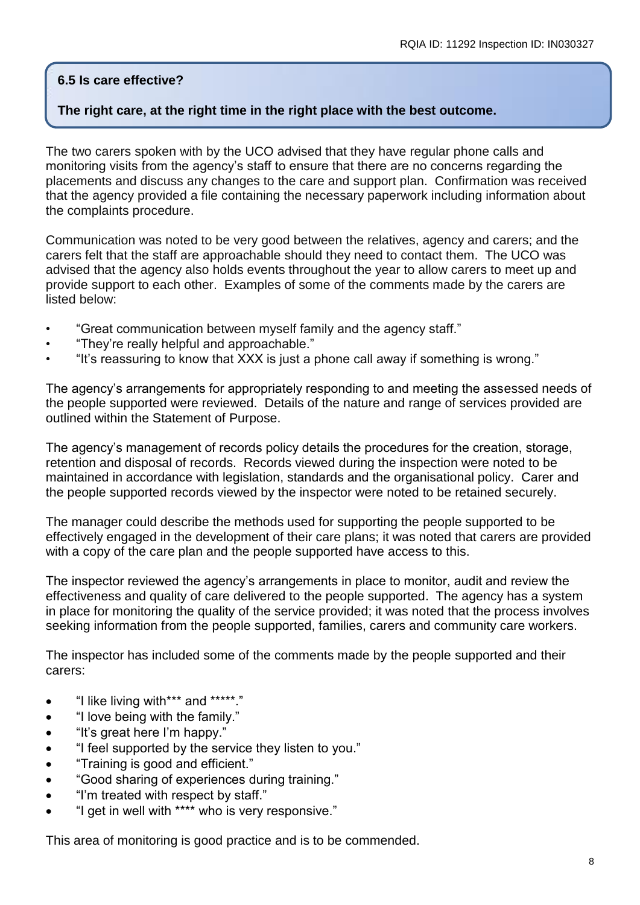## 6.5 Is care effective?

**The right care, at the right time in the right place with the best outcome.**

The two carers spoken with by the UCO advised that they have regular phone calls and monitoring visits from the agency's staff to ensure that there are no concerns regarding the placements and discuss any changes to the care and support plan. Confirmation was received that the agency provided a file containing the necessary paperwork including information about the complaints procedure.

Communication was noted to be very good between the relatives, agency and carers; and the carers felt that the staff are approachable should they need to contact them. The UCO was advised that the agency also holds events throughout the year to allow carers to meet up and provide support to each other. Examples of some of the comments made by the carers are listed below:

- "Great communication between myself family and the agency staff."
- "They're really helpful and approachable."
- "It's reassuring to know that XXX is just a phone call away if something is wrong."

The agency's arrangements for appropriately responding to and meeting the assessed needs of the people supported were reviewed. Details of the nature and range of services provided are outlined within the Statement of Purpose.

The agency's management of records policy details the procedures for the creation, storage, retention and disposal of records. Records viewed during the inspection were noted to be maintained in accordance with legislation, standards and the organisational policy. Carer and the people supported records viewed by the inspector were noted to be retained securely.

The manager could describe the methods used for supporting the people supported to be effectively engaged in the development of their care plans; it was noted that carers are provided with a copy of the care plan and the people supported have access to this.

The inspector reviewed the agency's arrangements in place to monitor, audit and review the effectiveness and quality of care delivered to the people supported. The agency has a system in place for monitoring the quality of the service provided; it was noted that the process involves seeking information from the people supported, families, carers and community care workers.

The inspector has included some of the comments made by the people supported and their carers:

- "I like living with*** and *****."
- "I love being with the family."
- "It's great here I'm happy."
- "I feel supported by the service they listen to you."
- "Training is good and efficient."
- "Good sharing of experiences during training."
- "I'm treated with respect by staff."
- "I get in well with **** who is very responsive."

This area of monitoring is good practice and is to be commended.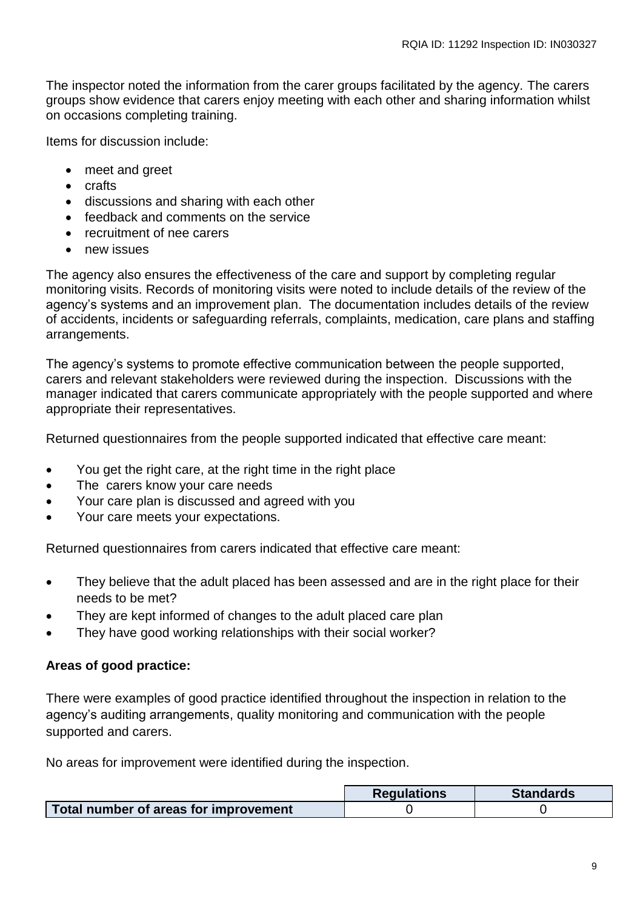The inspector noted the information from the carer groups facilitated by the agency. The carers groups show evidence that carers enjoy meeting with each other and sharing information whilst on occasions completing training.

Items for discussion include:

- meet and greet
- crafts
- discussions and sharing with each other
- feedback and comments on the service
- recruitment of nee carers
- new issues

The agency also ensures the effectiveness of the care and support by completing regular monitoring visits. Records of monitoring visits were noted to include details of the review of the agency's systems and an improvement plan. The documentation includes details of the review of accidents, incidents or safeguarding referrals, complaints, medication, care plans and staffing arrangements.

The agency's systems to promote effective communication between the people supported, carers and relevant stakeholders were reviewed during the inspection. Discussions with the manager indicated that carers communicate appropriately with the people supported and where appropriate their representatives.

Returned questionnaires from the people supported indicated that effective care meant:

- You get the right care, at the right time in the right place
- The carers know your care needs
- Your care plan is discussed and agreed with you
- Your care meets your expectations.

Returned questionnaires from carers indicated that effective care meant:

- They believe that the adult placed has been assessed and are in the right place for their needs to be met?
- They are kept informed of changes to the adult placed care plan
- They have good working relationships with their social worker?

**Areas of good practice:**

There were examples of good practice identified throughout the inspection in relation to the agency's auditing arrangements, quality monitoring and communication with the people supported and carers.

No areas for improvement were identified during the inspection.

| | Regulations | Standards |
|---|---|---|
| **Total number of areas for improvement** | 0 | 0 |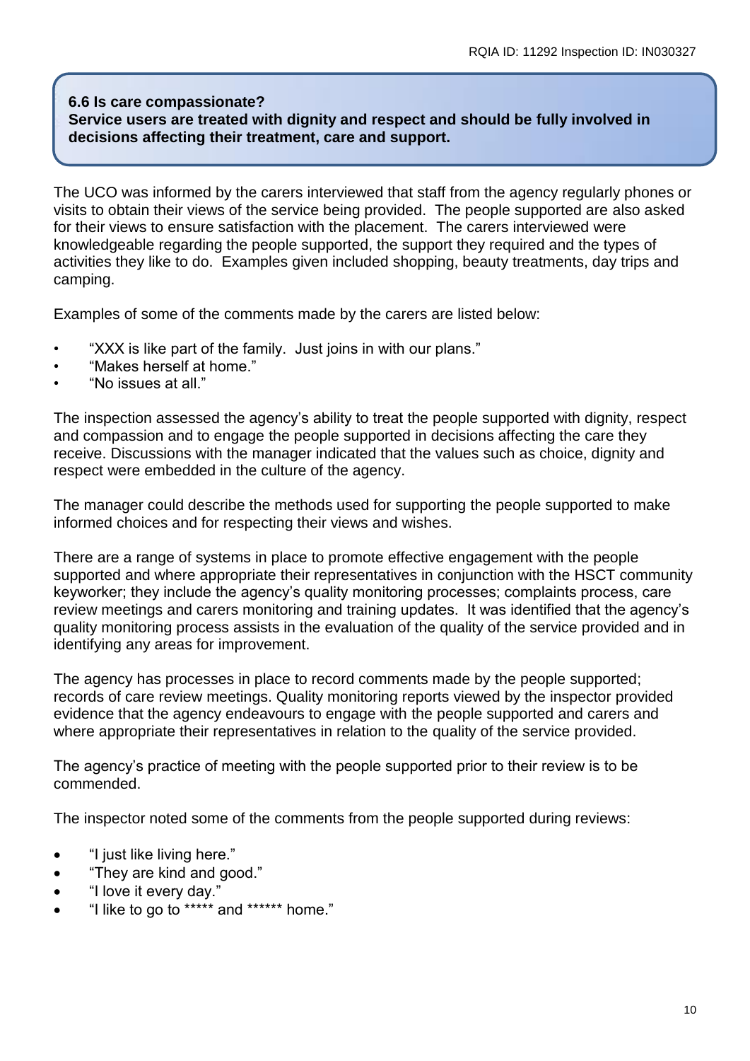**6.6 Is care compassionate?**
**Service users are treated with dignity and respect and should be fully involved in decisions affecting their treatment, care and support.**

The UCO was informed by the carers interviewed that staff from the agency regularly phones or visits to obtain their views of the service being provided. The people supported are also asked for their views to ensure satisfaction with the placement. The carers interviewed were knowledgeable regarding the people supported, the support they required and the types of activities they like to do. Examples given included shopping, beauty treatments, day trips and camping.

Examples of some of the comments made by the carers are listed below:

- "XXX is like part of the family. Just joins in with our plans."
- "Makes herself at home."
- "No issues at all."

The inspection assessed the agency's ability to treat the people supported with dignity, respect and compassion and to engage the people supported in decisions affecting the care they receive. Discussions with the manager indicated that the values such as choice, dignity and respect were embedded in the culture of the agency.

The manager could describe the methods used for supporting the people supported to make informed choices and for respecting their views and wishes.

There are a range of systems in place to promote effective engagement with the people supported and where appropriate their representatives in conjunction with the HSCT community keyworker; they include the agency's quality monitoring processes; complaints process, care review meetings and carers monitoring and training updates. It was identified that the agency's quality monitoring process assists in the evaluation of the quality of the service provided and in identifying any areas for improvement.

The agency has processes in place to record comments made by the people supported; records of care review meetings. Quality monitoring reports viewed by the inspector provided evidence that the agency endeavours to engage with the people supported and carers and where appropriate their representatives in relation to the quality of the service provided.

The agency's practice of meeting with the people supported prior to their review is to be commended.

The inspector noted some of the comments from the people supported during reviews:

- "I just like living here."
- "They are kind and good."
- "I love it every day."
- "I like to go to ***** and ****** home."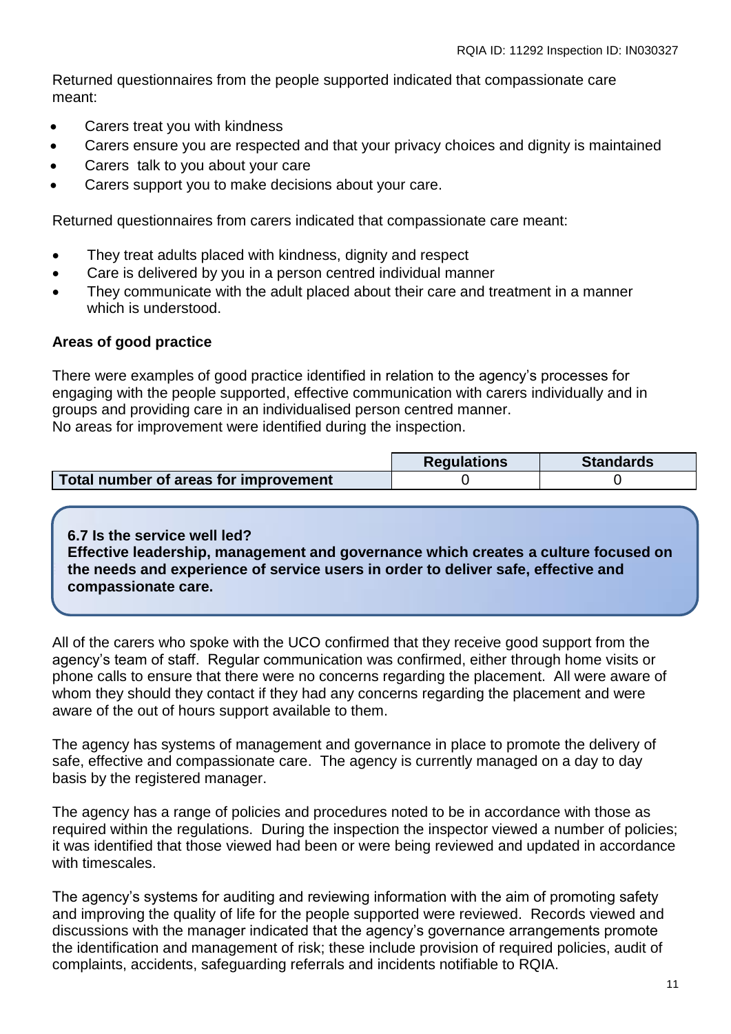Returned questionnaires from the people supported indicated that compassionate care meant:

- Carers treat you with kindness
- Carers ensure you are respected and that your privacy choices and dignity is maintained
- Carers talk to you about your care
- Carers support you to make decisions about your care.

Returned questionnaires from carers indicated that compassionate care meant:

- They treat adults placed with kindness, dignity and respect
- Care is delivered by you in a person centred individual manner
- They communicate with the adult placed about their care and treatment in a manner which is understood.

**Areas of good practice**

There were examples of good practice identified in relation to the agency's processes for engaging with the people supported, effective communication with carers individually and in groups and providing care in an individualised person centred manner.
No areas for improvement were identified during the inspection.

| | Regulations | Standards |
|---|---|---|
| **Total number of areas for improvement** | 0 | 0 |

**6.7 Is the service well led?**
**Effective leadership, management and governance which creates a culture focused on the needs and experience of service users in order to deliver safe, effective and compassionate care.**

All of the carers who spoke with the UCO confirmed that they receive good support from the agency's team of staff. Regular communication was confirmed, either through home visits or phone calls to ensure that there were no concerns regarding the placement. All were aware of whom they should they contact if they had any concerns regarding the placement and were aware of the out of hours support available to them.

The agency has systems of management and governance in place to promote the delivery of safe, effective and compassionate care. The agency is currently managed on a day to day basis by the registered manager.

The agency has a range of policies and procedures noted to be in accordance with those as required within the regulations. During the inspection the inspector viewed a number of policies; it was identified that those viewed had been or were being reviewed and updated in accordance with timescales.

The agency's systems for auditing and reviewing information with the aim of promoting safety and improving the quality of life for the people supported were reviewed. Records viewed and discussions with the manager indicated that the agency's governance arrangements promote the identification and management of risk; these include provision of required policies, audit of complaints, accidents, safeguarding referrals and incidents notifiable to RQIA.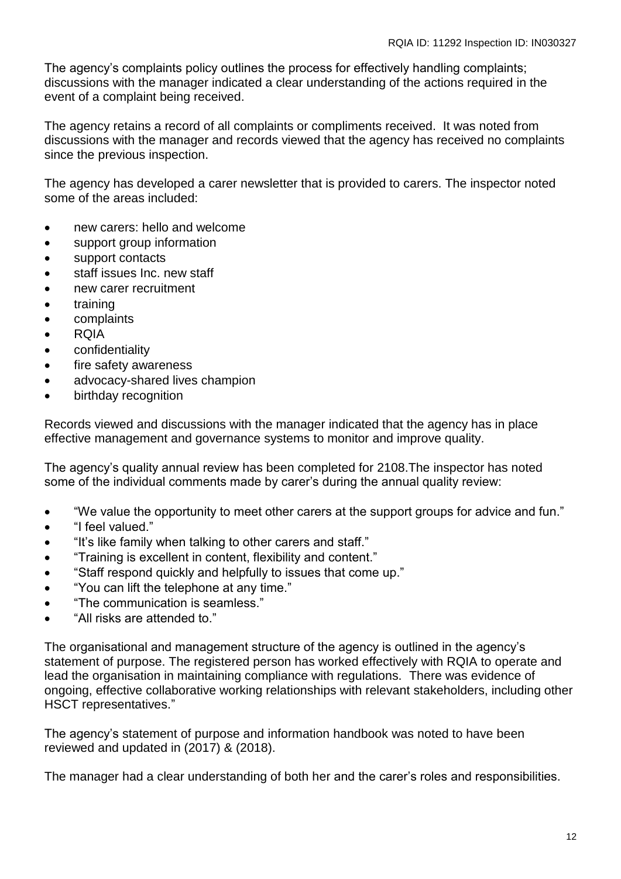The agency's complaints policy outlines the process for effectively handling complaints; discussions with the manager indicated a clear understanding of the actions required in the event of a complaint being received.

The agency retains a record of all complaints or compliments received. It was noted from discussions with the manager and records viewed that the agency has received no complaints since the previous inspection.

The agency has developed a carer newsletter that is provided to carers. The inspector noted some of the areas included:

- new carers: hello and welcome
- support group information
- support contacts
- staff issues Inc. new staff
- new carer recruitment
- training
- complaints
- RQIA
- confidentiality
- fire safety awareness
- advocacy-shared lives champion
- birthday recognition

Records viewed and discussions with the manager indicated that the agency has in place effective management and governance systems to monitor and improve quality.

The agency's quality annual review has been completed for 2108.The inspector has noted some of the individual comments made by carer's during the annual quality review:

- "We value the opportunity to meet other carers at the support groups for advice and fun."
- "I feel valued."
- "It's like family when talking to other carers and staff."
- "Training is excellent in content, flexibility and content."
- "Staff respond quickly and helpfully to issues that come up."
- "You can lift the telephone at any time."
- "The communication is seamless."
- "All risks are attended to."

The organisational and management structure of the agency is outlined in the agency's statement of purpose. The registered person has worked effectively with RQIA to operate and lead the organisation in maintaining compliance with regulations. There was evidence of ongoing, effective collaborative working relationships with relevant stakeholders, including other HSCT representatives."

The agency's statement of purpose and information handbook was noted to have been reviewed and updated in (2017) & (2018).

The manager had a clear understanding of both her and the carer's roles and responsibilities.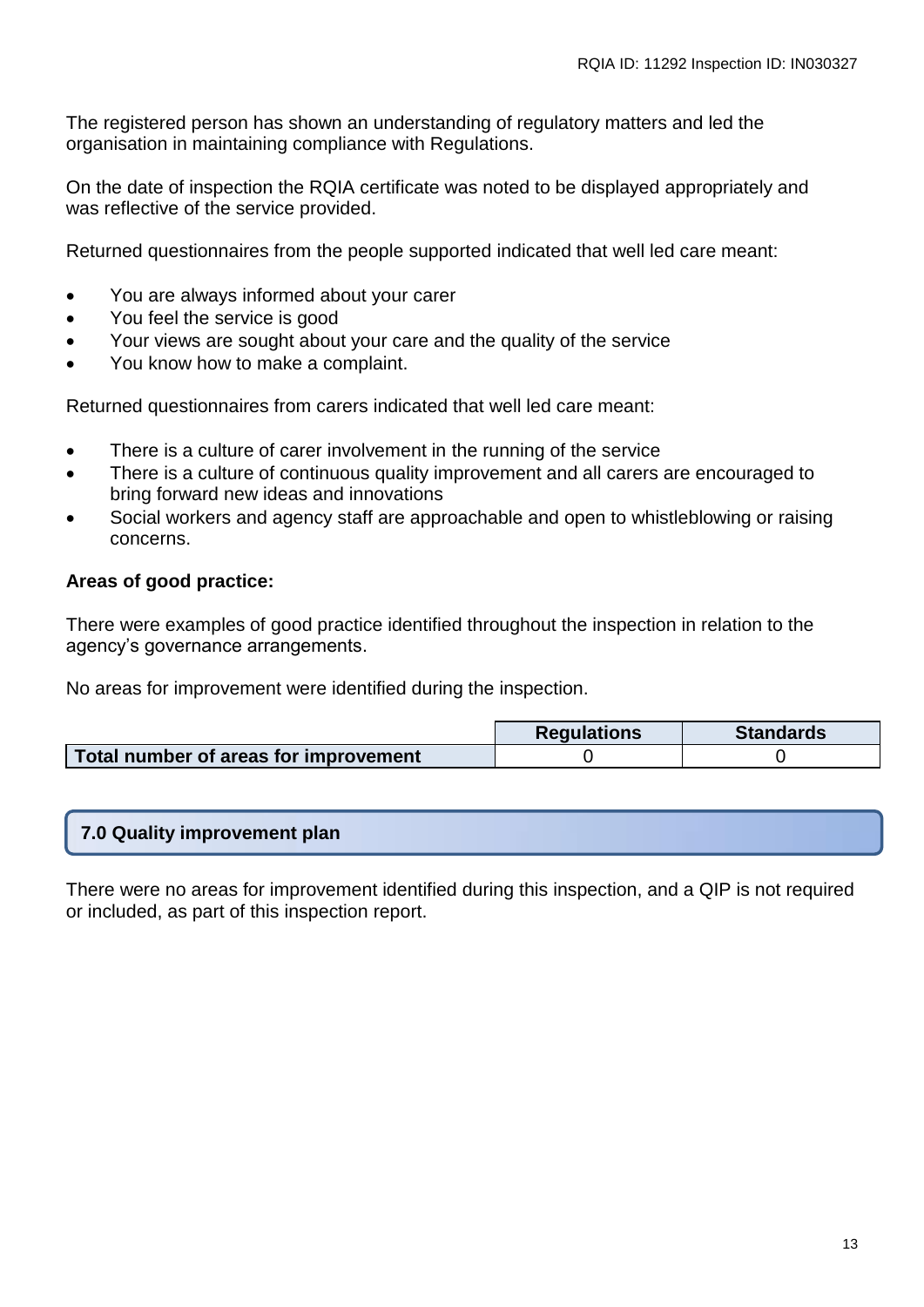The registered person has shown an understanding of regulatory matters and led the organisation in maintaining compliance with Regulations.

On the date of inspection the RQIA certificate was noted to be displayed appropriately and was reflective of the service provided.

Returned questionnaires from the people supported indicated that well led care meant:

- You are always informed about your carer
- You feel the service is good
- Your views are sought about your care and the quality of the service
- You know how to make a complaint.

Returned questionnaires from carers indicated that well led care meant:

- There is a culture of carer involvement in the running of the service
- There is a culture of continuous quality improvement and all carers are encouraged to bring forward new ideas and innovations
- Social workers and agency staff are approachable and open to whistleblowing or raising concerns.

**Areas of good practice:**

There were examples of good practice identified throughout the inspection in relation to the agency's governance arrangements.

No areas for improvement were identified during the inspection.

| | Regulations | Standards |
|---|---|---|
| **Total number of areas for improvement** | 0 | 0 |

## 7.0 Quality improvement plan

There were no areas for improvement identified during this inspection, and a QIP is not required or included, as part of this inspection report.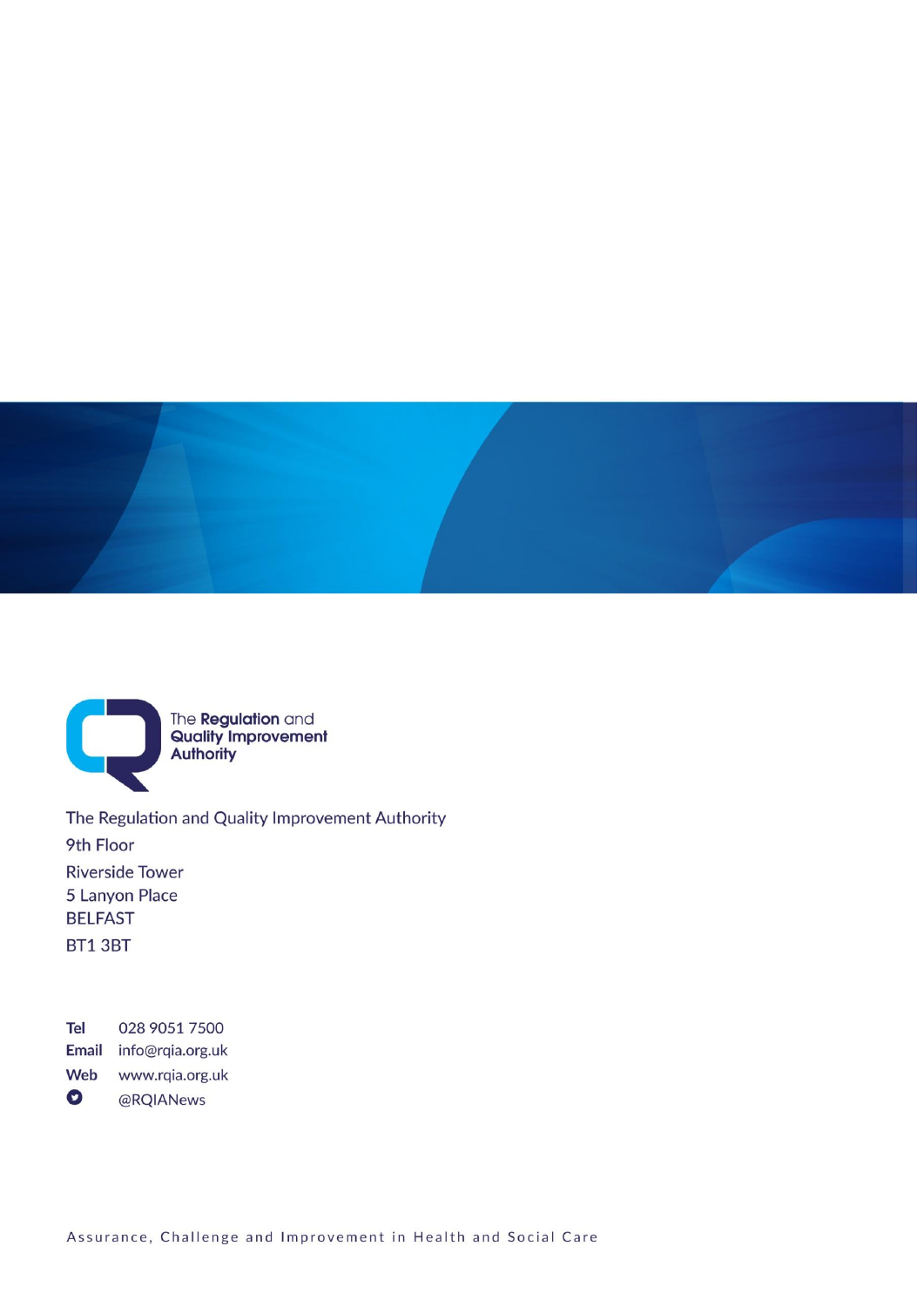The Regulation and Quality Improvement Authority

The Regulation and Quality Improvement Authority
9th Floor
Riverside Tower
5 Lanyon Place
BELFAST
BT1 3BT

**Tel** 028 9051 7500
**Email** info@rqia.org.uk
**Web** www.rqia.org.uk
@RQIANews

Assurance, Challenge and Improvement in Health and Social Care